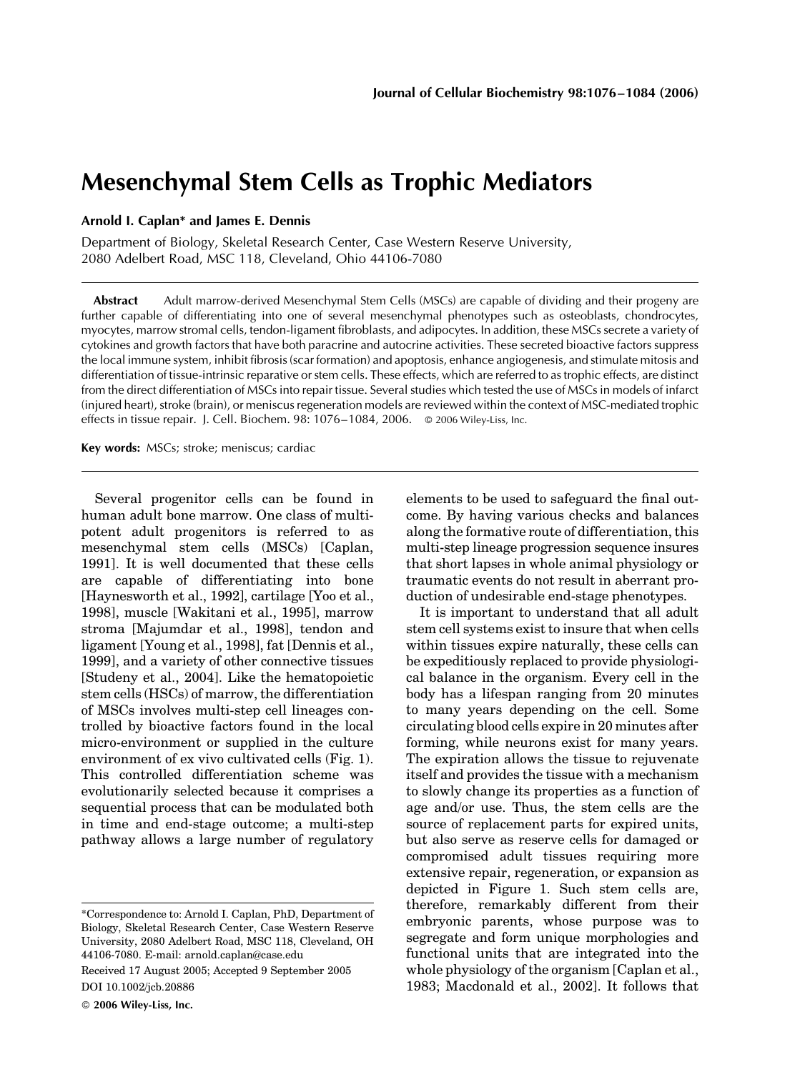# Mesenchymal Stem Cells as Trophic Mediators

**Arnold I. Caplan\* and James E. Dennis**

Department of Biology, Skeletal Research Center, Case Western Reserve University, 2080 Adelbert Road, MSC 118, Cleveland, Ohio 44106-7080

**Abstract** Adult marrow-derived Mesenchymal Stem Cells (MSCs) are capable of dividing and their progeny are further capable of differentiating into one of several mesenchymal phenotypes such as osteoblasts, chondrocytes, myocytes, marrow stromal cells, tendon-ligament fibroblasts, and adipocytes. In addition, these MSCs secrete a variety of cytokines and growth factors that have both paracrine and autocrine activities. These secreted bioactive factors suppress the local immune system, inhibit fibrosis (scar formation) and apoptosis, enhance angiogenesis, and stimulate mitosis and differentiation of tissue-intrinsic reparative or stem cells. These effects, which are referred to as trophic effects, are distinct from the direct differentiation of MSCs into repair tissue. Several studies which tested the use of MSCs in models of infarct (injured heart), stroke (brain), or meniscus regeneration models are reviewed within the context of MSC-mediated trophic effects in tissue repair. J. Cell. Biochem. 98: 1076–1084, 2006. © 2006 Wiley-Liss, Inc.

**Key words:** MSCs; stroke; meniscus; cardiac

Several progenitor cells can be found in human adult bone marrow. One class of multipotent adult progenitors is referred to as mesenchymal stem cells (MSCs) [Caplan, 1991]. It is well documented that these cells are capable of differentiating into bone [Haynesworth et al., 1992], cartilage [Yoo et al., 1998], muscle [Wakitani et al., 1995], marrow stroma [Majumdar et al., 1998], tendon and ligament [Young et al., 1998], fat [Dennis et al., 1999], and a variety of other connective tissues [Studeny et al., 2004]. Like the hematopoietic stem cells (HSCs) of marrow, the differentiation of MSCs involves multi-step cell lineages controlled by bioactive factors found in the local micro-environment or supplied in the culture environment of ex vivo cultivated cells (Fig. 1). This controlled differentiation scheme was evolutionarily selected because it comprises a sequential process that can be modulated both in time and end-stage outcome; a multi-step pathway allows a large number of regulatory elements to be used to safeguard the final outcome. By having various checks and balances along the formative route of differentiation, this multi-step lineage progression sequence insures that short lapses in whole animal physiology or traumatic events do not result in aberrant production of undesirable end-stage phenotypes.

It is important to understand that all adult stem cell systems exist to insure that when cells within tissues expire naturally, these cells can be expeditiously replaced to provide physiological balance in the organism. Every cell in the body has a lifespan ranging from 20 minutes to many years depending on the cell. Some circulating blood cells expire in 20 minutes after forming, while neurons exist for many years. The expiration allows the tissue to rejuvenate itself and provides the tissue with a mechanism to slowly change its properties as a function of age and/or use. Thus, the stem cells are the source of replacement parts for expired units, but also serve as reserve cells for damaged or compromised adult tissues requiring more extensive repair, regeneration, or expansion as depicted in Figure 1. Such stem cells are, therefore, remarkably different from their embryonic parents, whose purpose was to segregate and form unique morphologies and functional units that are integrated into the whole physiology of the organism [Caplan et al., 1983; Macdonald et al., 2002]. It follows that

\*Correspondence to: Arnold I. Caplan, PhD, Department of Biology, Skeletal Research Center, Case Western Reserve University, 2080 Adelbert Road, MSC 118, Cleveland, OH 44106-7080. E-mail: arnold.caplan@case.edu

Received 17 August 2005; Accepted 9 September 2005

DOI 10.1002/jcb.20886

© 2006 Wiley-Liss, Inc.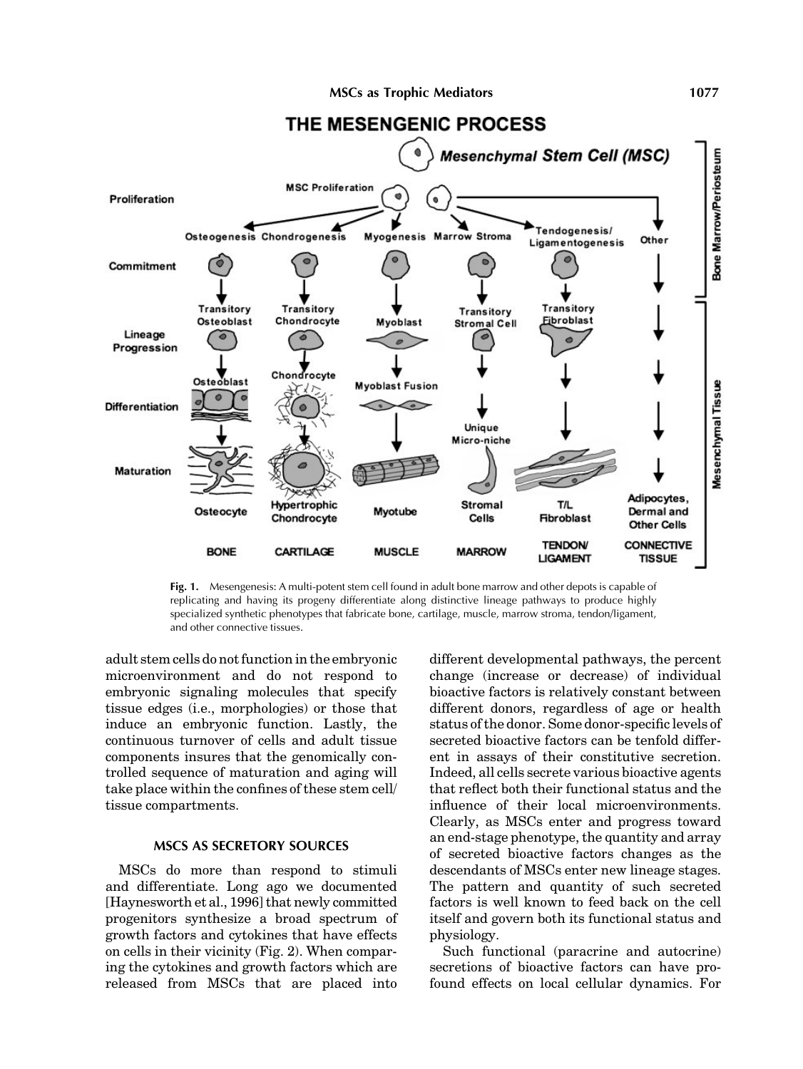Fig. 1. Mesengenesis: A multi-potent stem cell found in adult bone marrow and other depots is capable of replicating and having its progeny differentiate along distinctive lineage pathways to produce highly specialized synthetic phenotypes that fabricate bone, cartilage, muscle, marrow stroma, tendon/ligament, and other connective tissues.

adult stem cells do not function in the embryonic microenvironment and do not respond to embryonic signaling molecules that specify tissue edges (i.e., morphologies) or those that induce an embryonic function. Lastly, the continuous turnover of cells and adult tissue components insures that the genomically controlled sequence of maturation and aging will take place within the confines of these stem cell/tissue compartments.

## MSCS AS SECRETORY SOURCES

MSCs do more than respond to stimuli and differentiate. Long ago we documented [Haynesworth et al., 1996] that newly committed progenitors synthesize a broad spectrum of growth factors and cytokines that have effects on cells in their vicinity (Fig. 2). When comparing the cytokines and growth factors which are released from MSCs that are placed into different developmental pathways, the percent change (increase or decrease) of individual bioactive factors is relatively constant between different donors, regardless of age or health status of the donor. Some donor-specific levels of secreted bioactive factors can be tenfold different in assays of their constitutive secretion. Indeed, all cells secrete various bioactive agents that reflect both their functional status and the influence of their local microenvironments. Clearly, as MSCs enter and progress toward an end-stage phenotype, the quantity and array of secreted bioactive factors changes as the descendants of MSCs enter new lineage stages. The pattern and quantity of such secreted factors is well known to feed back on the cell itself and govern both its functional status and physiology.

Such functional (paracrine and autocrine) secretions of bioactive factors can have profound effects on local cellular dynamics. For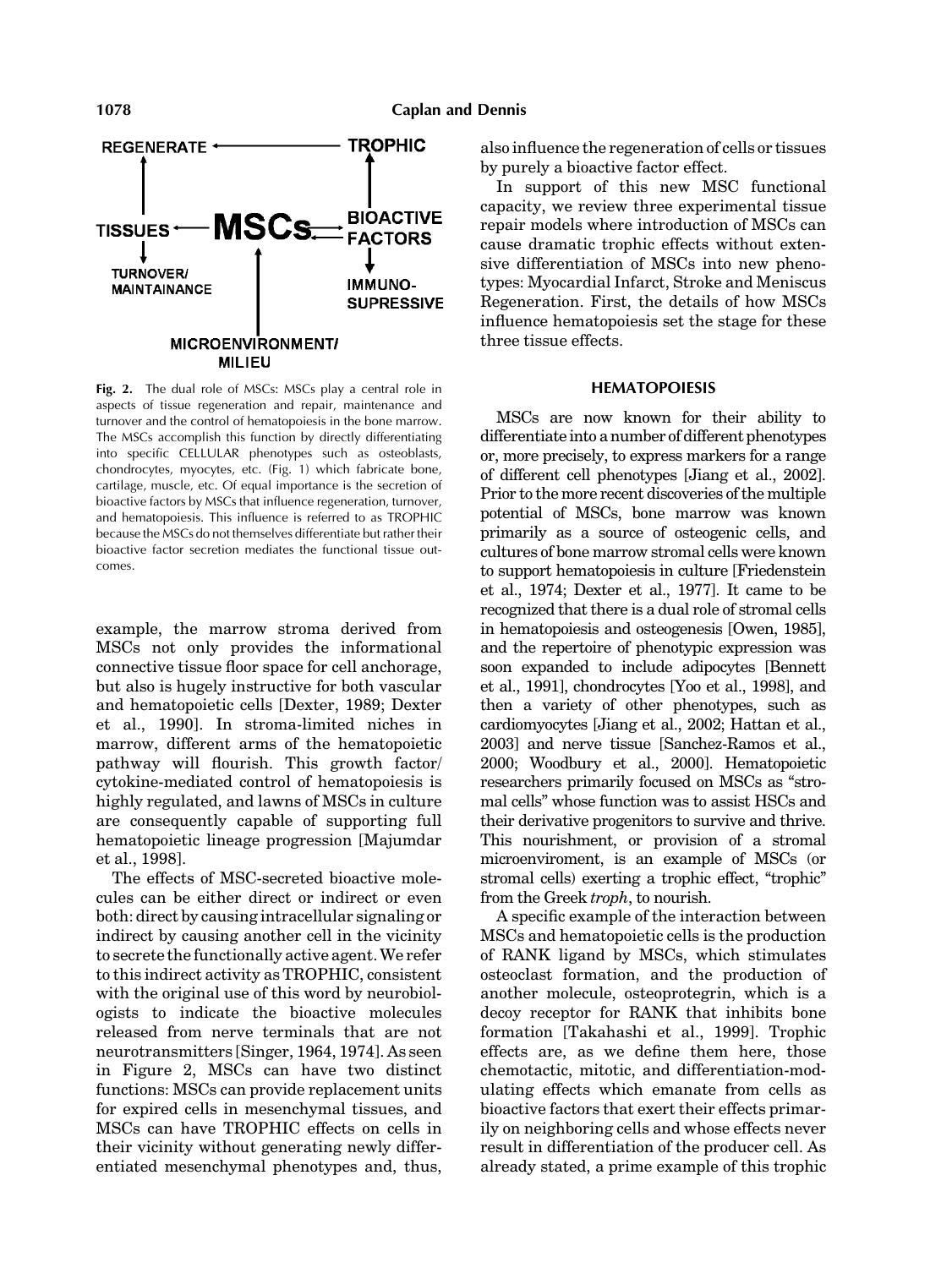**Fig. 2.** The dual role of MSCs: MSCs play a central role in aspects of tissue regeneration and repair, maintenance and turnover and the control of hematopoiesis in the bone marrow. The MSCs accomplish this function by directly differentiating into specific CELLULAR phenotypes such as osteoblasts, chondrocytes, myocytes, etc. (Fig. 1) which fabricate bone, cartilage, muscle, etc. Of equal importance is the secretion of bioactive factors by MSCs that influence regeneration, turnover, and hematopoiesis. This influence is referred to as TROPHIC because the MSCs do not themselves differentiate but rather their bioactive factor secretion mediates the functional tissue outcomes.

example, the marrow stroma derived from MSCs not only provides the informational connective tissue floor space for cell anchorage, but also is hugely instructive for both vascular and hematopoietic cells [Dexter, 1989; Dexter et al., 1990]. In stroma-limited niches in marrow, different arms of the hematopoietic pathway will flourish. This growth factor/cytokine-mediated control of hematopoiesis is highly regulated, and lawns of MSCs in culture are consequently capable of supporting full hematopoietic lineage progression [Majumdar et al., 1998].

The effects of MSC-secreted bioactive molecules can be either direct or indirect or even both: direct by causing intracellular signaling or indirect by causing another cell in the vicinity to secrete the functionally active agent. We refer to this indirect activity as TROPHIC, consistent with the original use of this word by neurobiologists to indicate the bioactive molecules released from nerve terminals that are not neurotransmitters [Singer, 1964, 1974]. As seen in Figure 2, MSCs can have two distinct functions: MSCs can provide replacement units for expired cells in mesenchymal tissues, and MSCs can have TROPHIC effects on cells in their vicinity without generating newly differentiated mesenchymal phenotypes and, thus, also influence the regeneration of cells or tissues by purely a bioactive factor effect.

In support of this new MSC functional capacity, we review three experimental tissue repair models where introduction of MSCs can cause dramatic trophic effects without extensive differentiation of MSCs into new phenotypes: Myocardial Infarct, Stroke and Meniscus Regeneration. First, the details of how MSCs influence hematopoiesis set the stage for these three tissue effects.

## HEMATOPOIESIS

MSCs are now known for their ability to differentiate into a number of different phenotypes or, more precisely, to express markers for a range of different cell phenotypes [Jiang et al., 2002]. Prior to the more recent discoveries of the multiple potential of MSCs, bone marrow was known primarily as a source of osteogenic cells, and cultures of bone marrow stromal cells were known to support hematopoiesis in culture [Friedenstein et al., 1974; Dexter et al., 1977]. It came to be recognized that there is a dual role of stromal cells in hematopoiesis and osteogenesis [Owen, 1985], and the repertoire of phenotypic expression was soon expanded to include adipocytes [Bennett et al., 1991], chondrocytes [Yoo et al., 1998], and then a variety of other phenotypes, such as cardiomyocytes [Jiang et al., 2002; Hattan et al., 2003] and nerve tissue [Sanchez-Ramos et al., 2000; Woodbury et al., 2000]. Hematopoietic researchers primarily focused on MSCs as "stromal cells" whose function was to assist HSCs and their derivative progenitors to survive and thrive. This nourishment, or provision of a stromal microenviroment, is an example of MSCs (or stromal cells) exerting a trophic effect, "trophic" from the Greek *troph*, to nourish.

A specific example of the interaction between MSCs and hematopoietic cells is the production of RANK ligand by MSCs, which stimulates osteoclast formation, and the production of another molecule, osteoprotegrin, which is a decoy receptor for RANK that inhibits bone formation [Takahashi et al., 1999]. Trophic effects are, as we define them here, those chemotactic, mitotic, and differentiation-modulating effects which emanate from cells as bioactive factors that exert their effects primarily on neighboring cells and whose effects never result in differentiation of the producer cell. As already stated, a prime example of this trophic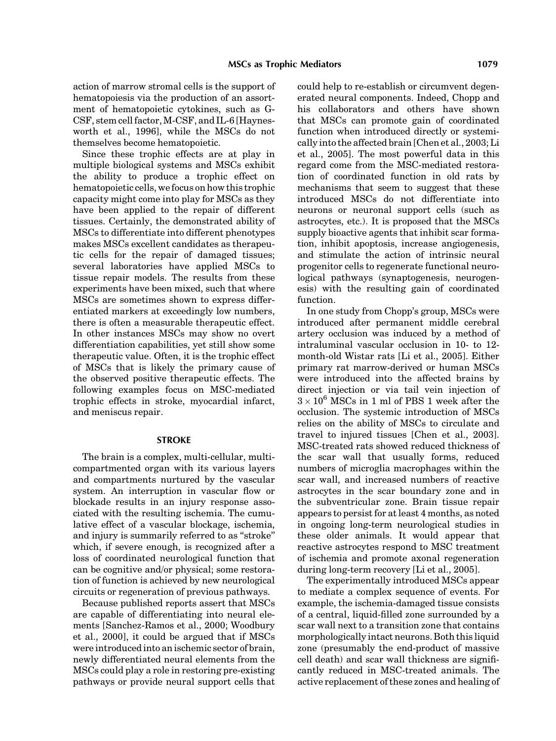action of marrow stromal cells is the support of hematopoiesis via the production of an assortment of hematopoietic cytokines, such as G-CSF, stem cell factor, M-CSF, and IL-6 [Haynesworth et al., 1996], while the MSCs do not themselves become hematopoietic.

Since these trophic effects are at play in multiple biological systems and MSCs exhibit the ability to produce a trophic effect on hematopoietic cells, we focus on how this trophic capacity might come into play for MSCs as they have been applied to the repair of different tissues. Certainly, the demonstrated ability of MSCs to differentiate into different phenotypes makes MSCs excellent candidates as therapeutic cells for the repair of damaged tissues; several laboratories have applied MSCs to tissue repair models. The results from these experiments have been mixed, such that where MSCs are sometimes shown to express differentiated markers at exceedingly low numbers, there is often a measurable therapeutic effect. In other instances MSCs may show no overt differentiation capabilities, yet still show some therapeutic value. Often, it is the trophic effect of MSCs that is likely the primary cause of the observed positive therapeutic effects. The following examples focus on MSC-mediated trophic effects in stroke, myocardial infarct, and meniscus repair.

## STROKE

The brain is a complex, multi-cellular, multi-compartmented organ with its various layers and compartments nurtured by the vascular system. An interruption in vascular flow or blockade results in an injury response associated with the resulting ischemia. The cumulative effect of a vascular blockage, ischemia, and injury is summarily referred to as "stroke" which, if severe enough, is recognized after a loss of coordinated neurological function that can be cognitive and/or physical; some restoration of function is achieved by new neurological circuits or regeneration of previous pathways.

Because published reports assert that MSCs are capable of differentiating into neural elements [Sanchez-Ramos et al., 2000; Woodbury et al., 2000], it could be argued that if MSCs were introduced into an ischemic sector of brain, newly differentiated neural elements from the MSCs could play a role in restoring pre-existing pathways or provide neural support cells that could help to re-establish or circumvent degenerated neural components. Indeed, Chopp and his collaborators and others have shown that MSCs can promote gain of coordinated function when introduced directly or systemically into the affected brain [Chen et al., 2003; Li et al., 2005]. The most powerful data in this regard come from the MSC-mediated restoration of coordinated function in old rats by mechanisms that seem to suggest that these introduced MSCs do not differentiate into neurons or neuronal support cells (such as astrocytes, etc.). It is proposed that the MSCs supply bioactive agents that inhibit scar formation, inhibit apoptosis, increase angiogenesis, and stimulate the action of intrinsic neural progenitor cells to regenerate functional neurological pathways (synaptogenesis, neurogenesis) with the resulting gain of coordinated function.

In one study from Chopp's group, MSCs were introduced after permanent middle cerebral artery occlusion was induced by a method of intraluminal vascular occlusion in 10- to 12-month-old Wistar rats [Li et al., 2005]. Either primary rat marrow-derived or human MSCs were introduced into the affected brains by direct injection or via tail vein injection of $3 \times 10^6$ MSCs in 1 ml of PBS 1 week after the occlusion. The systemic introduction of MSCs relies on the ability of MSCs to circulate and travel to injured tissues [Chen et al., 2003]. MSC-treated rats showed reduced thickness of the scar wall that usually forms, reduced numbers of microglia macrophages within the scar wall, and increased numbers of reactive astrocytes in the scar boundary zone and in the subventricular zone. Brain tissue repair appears to persist for at least 4 months, as noted in ongoing long-term neurological studies in these older animals. It would appear that reactive astrocytes respond to MSC treatment of ischemia and promote axonal regeneration during long-term recovery [Li et al., 2005].

The experimentally introduced MSCs appear to mediate a complex sequence of events. For example, the ischemia-damaged tissue consists of a central, liquid-filled zone surrounded by a scar wall next to a transition zone that contains morphologically intact neurons. Both this liquid zone (presumably the end-product of massive cell death) and scar wall thickness are significantly reduced in MSC-treated animals. The active replacement of these zones and healing of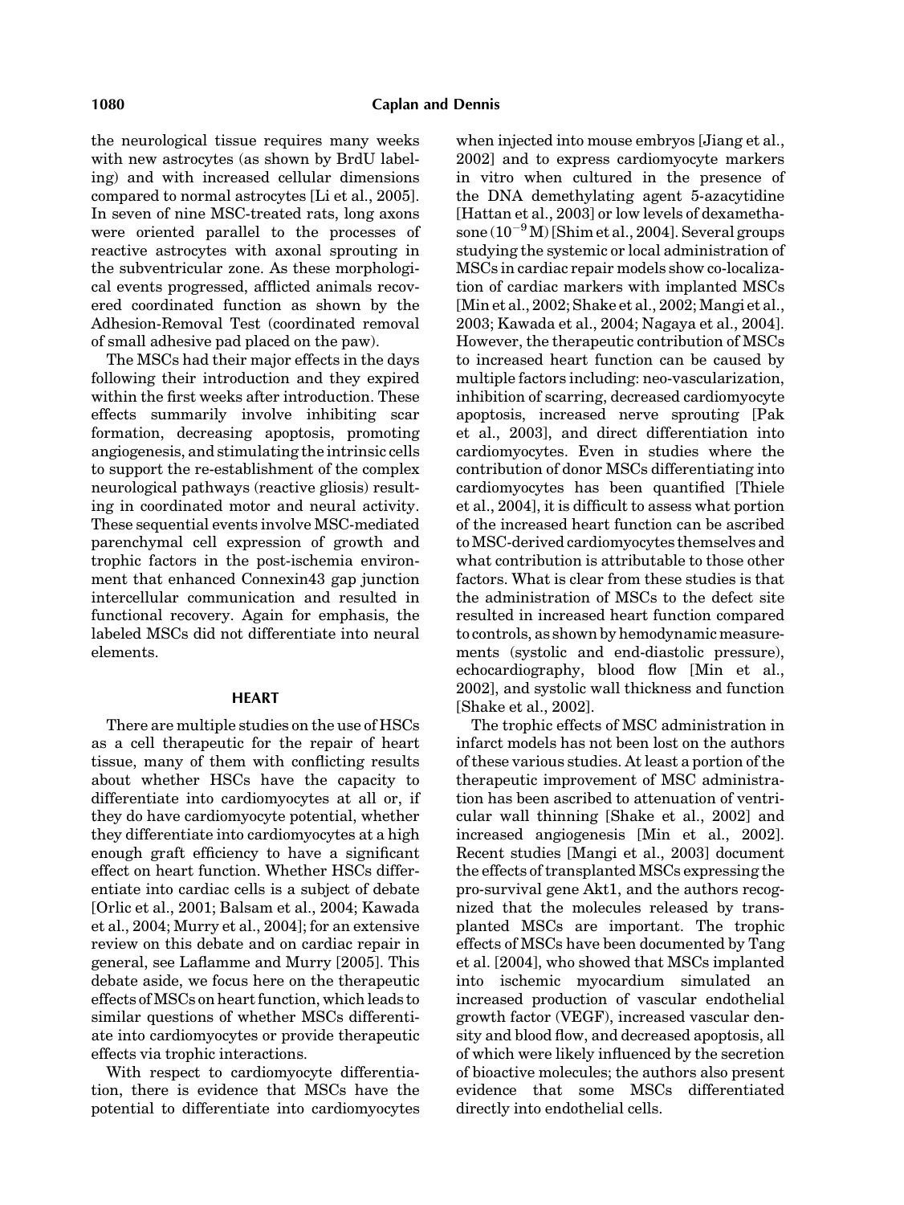the neurological tissue requires many weeks with new astrocytes (as shown by BrdU labeling) and with increased cellular dimensions compared to normal astrocytes [Li et al., 2005]. In seven of nine MSC-treated rats, long axons were oriented parallel to the processes of reactive astrocytes with axonal sprouting in the subventricular zone. As these morphological events progressed, afflicted animals recovered coordinated function as shown by the Adhesion-Removal Test (coordinated removal of small adhesive pad placed on the paw).

The MSCs had their major effects in the days following their introduction and they expired within the first weeks after introduction. These effects summarily involve inhibiting scar formation, decreasing apoptosis, promoting angiogenesis, and stimulating the intrinsic cells to support the re-establishment of the complex neurological pathways (reactive gliosis) resulting in coordinated motor and neural activity. These sequential events involve MSC-mediated parenchymal cell expression of growth and trophic factors in the post-ischemia environment that enhanced Connexin43 gap junction intercellular communication and resulted in functional recovery. Again for emphasis, the labeled MSCs did not differentiate into neural elements.

## HEART

There are multiple studies on the use of HSCs as a cell therapeutic for the repair of heart tissue, many of them with conflicting results about whether HSCs have the capacity to differentiate into cardiomyocytes at all or, if they do have cardiomyocyte potential, whether they differentiate into cardiomyocytes at a high enough graft efficiency to have a significant effect on heart function. Whether HSCs differentiate into cardiac cells is a subject of debate [Orlic et al., 2001; Balsam et al., 2004; Kawada et al., 2004; Murry et al., 2004]; for an extensive review on this debate and on cardiac repair in general, see Laflamme and Murry [2005]. This debate aside, we focus here on the therapeutic effects of MSCs on heart function, which leads to similar questions of whether MSCs differentiate into cardiomyocytes or provide therapeutic effects via trophic interactions.

With respect to cardiomyocyte differentiation, there is evidence that MSCs have the potential to differentiate into cardiomyocytes when injected into mouse embryos [Jiang et al., 2002] and to express cardiomyocyte markers in vitro when cultured in the presence of the DNA demethylating agent 5-azacytidine [Hattan et al., 2003] or low levels of dexamethasone ($10^{-9}$ M) [Shim et al., 2004]. Several groups studying the systemic or local administration of MSCs in cardiac repair models show co-localization of cardiac markers with implanted MSCs [Min et al., 2002; Shake et al., 2002; Mangi et al., 2003; Kawada et al., 2004; Nagaya et al., 2004]. However, the therapeutic contribution of MSCs to increased heart function can be caused by multiple factors including: neo-vascularization, inhibition of scarring, decreased cardiomyocyte apoptosis, increased nerve sprouting [Pak et al., 2003], and direct differentiation into cardiomyocytes. Even in studies where the contribution of donor MSCs differentiating into cardiomyocytes has been quantified [Thiele et al., 2004], it is difficult to assess what portion of the increased heart function can be ascribed to MSC-derived cardiomyocytes themselves and what contribution is attributable to those other factors. What is clear from these studies is that the administration of MSCs to the defect site resulted in increased heart function compared to controls, as shown by hemodynamic measurements (systolic and end-diastolic pressure), echocardiography, blood flow [Min et al., 2002], and systolic wall thickness and function [Shake et al., 2002].

The trophic effects of MSC administration in infarct models has not been lost on the authors of these various studies. At least a portion of the therapeutic improvement of MSC administration has been ascribed to attenuation of ventricular wall thinning [Shake et al., 2002] and increased angiogenesis [Min et al., 2002]. Recent studies [Mangi et al., 2003] document the effects of transplanted MSCs expressing the pro-survival gene Akt1, and the authors recognized that the molecules released by transplanted MSCs are important. The trophic effects of MSCs have been documented by Tang et al. [2004], who showed that MSCs implanted into ischemic myocardium simulated an increased production of vascular endothelial growth factor (VEGF), increased vascular density and blood flow, and decreased apoptosis, all of which were likely influenced by the secretion of bioactive molecules; the authors also present evidence that some MSCs differentiated directly into endothelial cells.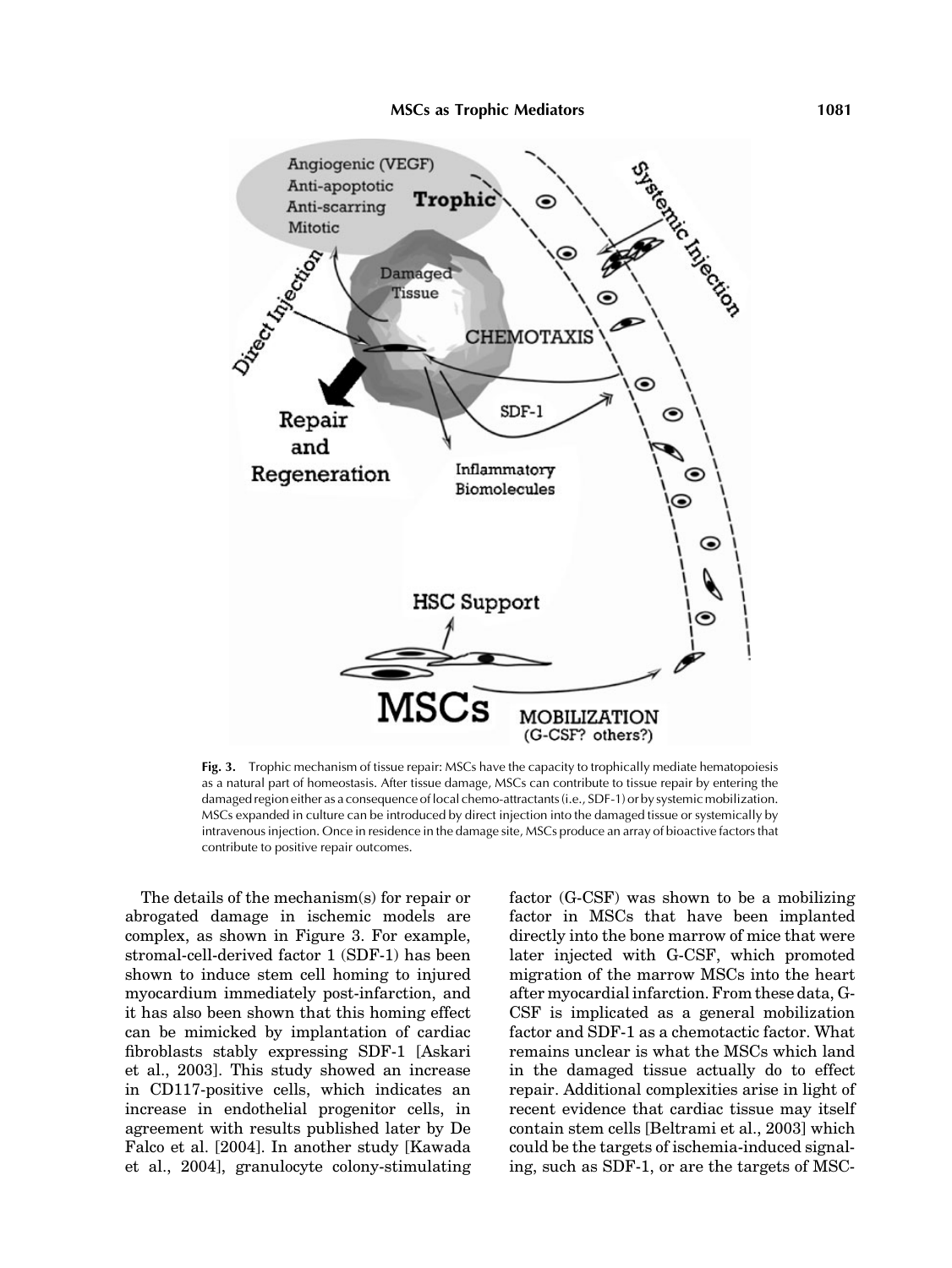**Fig. 3.** Trophic mechanism of tissue repair: MSCs have the capacity to trophically mediate hematopoiesis as a natural part of homeostasis. After tissue damage, MSCs can contribute to tissue repair by entering the damaged region either as a consequence of local chemo-attractants (i.e., SDF-1) or by systemic mobilization. MSCs expanded in culture can be introduced by direct injection into the damaged tissue or systemically by intravenous injection. Once in residence in the damage site, MSCs produce an array of bioactive factors that contribute to positive repair outcomes.

The details of the mechanism(s) for repair or abrogated damage in ischemic models are complex, as shown in Figure 3. For example, stromal-cell-derived factor 1 (SDF-1) has been shown to induce stem cell homing to injured myocardium immediately post-infarction, and it has also been shown that this homing effect can be mimicked by implantation of cardiac fibroblasts stably expressing SDF-1 [Askari et al., 2003]. This study showed an increase in CD117-positive cells, which indicates an increase in endothelial progenitor cells, in agreement with results published later by De Falco et al. [2004]. In another study [Kawada et al., 2004], granulocyte colony-stimulating factor (G-CSF) was shown to be a mobilizing factor in MSCs that have been implanted directly into the bone marrow of mice that were later injected with G-CSF, which promoted migration of the marrow MSCs into the heart after myocardial infarction. From these data, G-CSF is implicated as a general mobilization factor and SDF-1 as a chemotactic factor. What remains unclear is what the MSCs which land in the damaged tissue actually do to effect repair. Additional complexities arise in light of recent evidence that cardiac tissue may itself contain stem cells [Beltrami et al., 2003] which could be the targets of ischemia-induced signaling, such as SDF-1, or are the targets of MSC-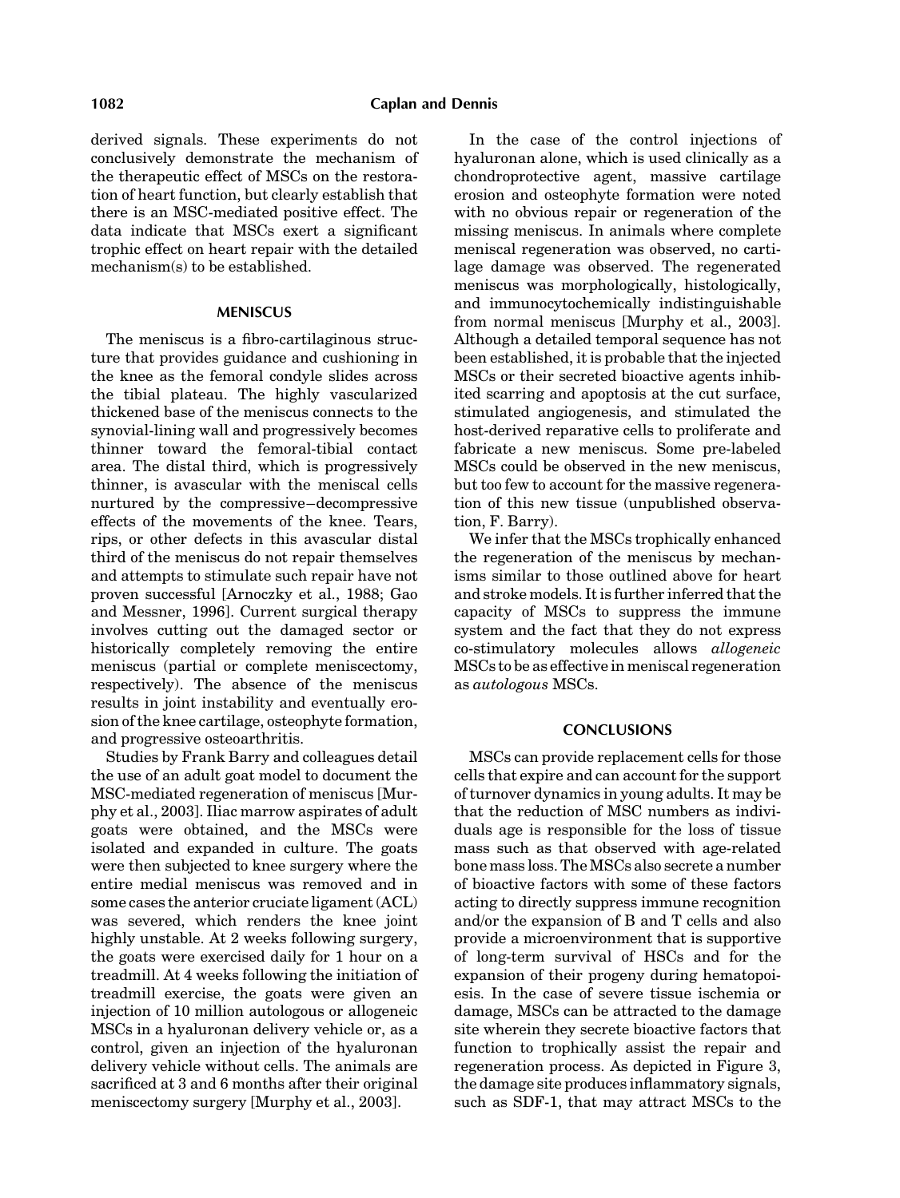derived signals. These experiments do not conclusively demonstrate the mechanism of the therapeutic effect of MSCs on the restoration of heart function, but clearly establish that there is an MSC-mediated positive effect. The data indicate that MSCs exert a significant trophic effect on heart repair with the detailed mechanism(s) to be established.

## MENISCUS

The meniscus is a fibro-cartilaginous structure that provides guidance and cushioning in the knee as the femoral condyle slides across the tibial plateau. The highly vascularized thickened base of the meniscus connects to the synovial-lining wall and progressively becomes thinner toward the femoral-tibial contact area. The distal third, which is progressively thinner, is avascular with the meniscal cells nurtured by the compressive–decompressive effects of the movements of the knee. Tears, rips, or other defects in this avascular distal third of the meniscus do not repair themselves and attempts to stimulate such repair have not proven successful [Arnoczky et al., 1988; Gao and Messner, 1996]. Current surgical therapy involves cutting out the damaged sector or historically completely removing the entire meniscus (partial or complete meniscectomy, respectively). The absence of the meniscus results in joint instability and eventually erosion of the knee cartilage, osteophyte formation, and progressive osteoarthritis.

Studies by Frank Barry and colleagues detail the use of an adult goat model to document the MSC-mediated regeneration of meniscus [Murphy et al., 2003]. Iliac marrow aspirates of adult goats were obtained, and the MSCs were isolated and expanded in culture. The goats were then subjected to knee surgery where the entire medial meniscus was removed and in some cases the anterior cruciate ligament (ACL) was severed, which renders the knee joint highly unstable. At 2 weeks following surgery, the goats were exercised daily for 1 hour on a treadmill. At 4 weeks following the initiation of treadmill exercise, the goats were given an injection of 10 million autologous or allogeneic MSCs in a hyaluronan delivery vehicle or, as a control, given an injection of the hyaluronan delivery vehicle without cells. The animals are sacrificed at 3 and 6 months after their original meniscectomy surgery [Murphy et al., 2003].

In the case of the control injections of hyaluronan alone, which is used clinically as a chondroprotective agent, massive cartilage erosion and osteophyte formation were noted with no obvious repair or regeneration of the missing meniscus. In animals where complete meniscal regeneration was observed, no cartilage damage was observed. The regenerated meniscus was morphologically, histologically, and immunocytochemically indistinguishable from normal meniscus [Murphy et al., 2003]. Although a detailed temporal sequence has not been established, it is probable that the injected MSCs or their secreted bioactive agents inhibited scarring and apoptosis at the cut surface, stimulated angiogenesis, and stimulated the host-derived reparative cells to proliferate and fabricate a new meniscus. Some pre-labeled MSCs could be observed in the new meniscus, but too few to account for the massive regeneration of this new tissue (unpublished observation, F. Barry).

We infer that the MSCs trophically enhanced the regeneration of the meniscus by mechanisms similar to those outlined above for heart and stroke models. It is further inferred that the capacity of MSCs to suppress the immune system and the fact that they do not express co-stimulatory molecules allows *allogeneic* MSCs to be as effective in meniscal regeneration as *autologous* MSCs.

## CONCLUSIONS

MSCs can provide replacement cells for those cells that expire and can account for the support of turnover dynamics in young adults. It may be that the reduction of MSC numbers as individuals age is responsible for the loss of tissue mass such as that observed with age-related bone mass loss. The MSCs also secrete a number of bioactive factors with some of these factors acting to directly suppress immune recognition and/or the expansion of B and T cells and also provide a microenvironment that is supportive of long-term survival of HSCs and for the expansion of their progeny during hematopoiesis. In the case of severe tissue ischemia or damage, MSCs can be attracted to the damage site wherein they secrete bioactive factors that function to trophically assist the repair and regeneration process. As depicted in Figure 3, the damage site produces inflammatory signals, such as SDF-1, that may attract MSCs to the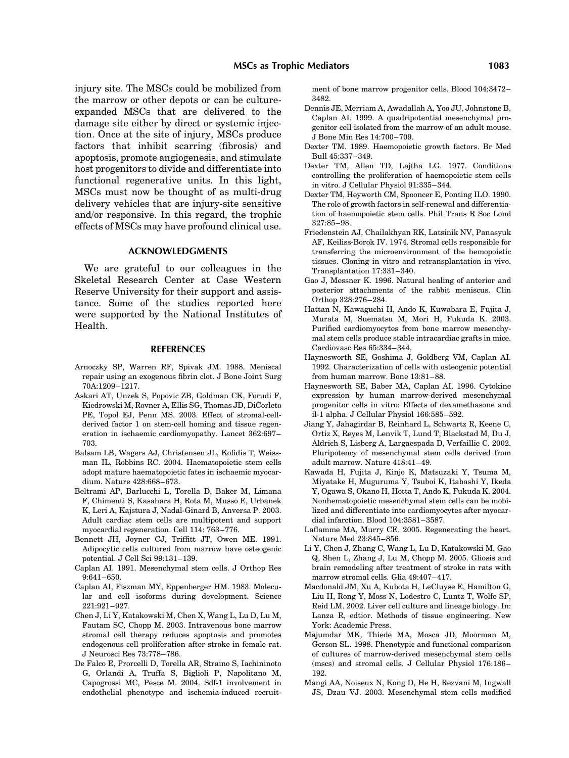injury site. The MSCs could be mobilized from the marrow or other depots or can be culture-expanded MSCs that are delivered to the damage site either by direct or systemic injection. Once at the site of injury, MSCs produce factors that inhibit scarring (fibrosis) and apoptosis, promote angiogenesis, and stimulate host progenitors to divide and differentiate into functional regenerative units. In this light, MSCs must now be thought of as multi-drug delivery vehicles that are injury-site sensitive and/or responsive. In this regard, the trophic effects of MSCs may have profound clinical use.

## ACKNOWLEDGMENTS

We are grateful to our colleagues in the Skeletal Research Center at Case Western Reserve University for their support and assistance. Some of the studies reported here were supported by the National Institutes of Health.

## REFERENCES

Arnoczky SP, Warren RF, Spivak JM. 1988. Meniscal repair using an exogenous fibrin clot. J Bone Joint Surg 70A:1209–1217.

Askari AT, Unzek S, Popovic ZB, Goldman CK, Forudi F, Kiedrowski M, Rovner A, Ellis SG, Thomas JD, DiCorleto PE, Topol EJ, Penn MS. 2003. Effect of stromal-cell-derived factor 1 on stem-cell homing and tissue regeneration in ischaemic cardiomyopathy. Lancet 362:697–703.

Balsam LB, Wagers AJ, Christensen JL, Kofidis T, Weissman IL, Robbins RC. 2004. Haematopoietic stem cells adopt mature haematopoietic fates in ischaemic myocardium. Nature 428:668–673.

Beltrami AP, Barlucchi L, Torella D, Baker M, Limana F, Chimenti S, Kasahara H, Rota M, Musso E, Urbanek K, Leri A, Kajstura J, Nadal-Ginard B, Anversa P. 2003. Adult cardiac stem cells are multipotent and support myocardial regeneration. Cell 114: 763–776.

Bennett JH, Joyner CJ, Triffitt JT, Owen ME. 1991. Adipocytic cells cultured from marrow have osteogenic potential. J Cell Sci 99:131–139.

Caplan AI. 1991. Mesenchymal stem cells. J Orthop Res 9:641–650.

Caplan AI, Fiszman MY, Eppenberger HM. 1983. Molecular and cell isoforms during development. Science 221:921–927.

Chen J, Li Y, Katakowski M, Chen X, Wang L, Lu D, Lu M, Fautam SC, Chopp M. 2003. Intravenous bone marrow stromal cell therapy reduces apoptosis and promotes endogenous cell proliferation after stroke in female rat. J Neurosci Res 73:778–786.

De Falco E, Prorcelli D, Torella AR, Straino S, Iachininoto G, Orlandi A, Truffa S, Biglioli P, Napolitano M, Capogrossi MC, Pesce M. 2004. Sdf-1 involvement in endothelial phenotype and ischemia-induced recruitment of bone marrow progenitor cells. Blood 104:3472–3482.

Dennis JE, Merriam A, Awadallah A, Yoo JU, Johnstone B, Caplan AI. 1999. A quadripotential mesenchymal progenitor cell isolated from the marrow of an adult mouse. J Bone Min Res 14:700–709.

Dexter TM. 1989. Haemopoietic growth factors. Br Med Bull 45:337–349.

Dexter TM, Allen TD, Lajtha LG. 1977. Conditions controlling the proliferation of haemopoietic stem cells in vitro. J Cellular Physiol 91:335–344.

Dexter TM, Heyworth CM, Spooncer E, Ponting ILO. 1990. The role of growth factors in self-renewal and differentiation of haemopoietic stem cells. Phil Trans R Soc Lond 327:85–98.

Friedenstein AJ, Chailakhyan RK, Latsinik NV, Panasyuk AF, Keiliss-Borok IV. 1974. Stromal cells responsible for transferring the microenvironment of the hemopoietic tissues. Cloning in vitro and retransplantation in vivo. Transplantation 17:331–340.

Gao J, Messner K. 1996. Natural healing of anterior and posterior attachments of the rabbit meniscus. Clin Orthop 328:276–284.

Hattan N, Kawaguchi H, Ando K, Kuwabara E, Fujita J, Murata M, Suematsu M, Mori H, Fukuda K. 2003. Purified cardiomyocytes from bone marrow mesenchymal stem cells produce stable intracardiac grafts in mice. Cardiovasc Res 65:334–344.

Haynesworth SE, Goshima J, Goldberg VM, Caplan AI. 1992. Characterization of cells with osteogenic potential from human marrow. Bone 13:81–88.

Haynesworth SE, Baber MA, Caplan AI. 1996. Cytokine expression by human marrow-derived mesenchymal progenitor cells in vitro: Effects of dexamethasone and il-1 alpha. J Cellular Physiol 166:585–592.

Jiang Y, Jahagirdar B, Reinhard L, Schwartz R, Keene C, Ortiz X, Reyes M, Lenvik T, Lund T, Blackstad M, Du J, Aldrich S, Lisberg A, Largaespada D, Verfaillie C. 2002. Pluripotency of mesenchymal stem cells derived from adult marrow. Nature 418:41–49.

Kawada H, Fujita J, Kinjo K, Matsuzaki Y, Tsuma M, Miyatake H, Muguruma Y, Tsuboi K, Itabashi Y, Ikeda Y, Ogawa S, Okano H, Hotta T, Ando K, Fukuda K. 2004. Nonhematopoietic mesenchymal stem cells can be mobilized and differentiate into cardiomyocytes after myocardial infarction. Blood 104:3581–3587.

Laflamme MA, Murry CE. 2005. Regenerating the heart. Nature Med 23:845–856.

Li Y, Chen J, Zhang C, Wang L, Lu D, Katakowski M, Gao Q, Shen L, Zhang J, Lu M, Chopp M. 2005. Gliosis and brain remodeling after treatment of stroke in rats with marrow stromal cells. Glia 49:407–417.

Macdonald JM, Xu A, Kubota H, LeCluyse E, Hamilton G, Liu H, Rong Y, Moss N, Lodestro C, Luntz T, Wolfe SP, Reid LM. 2002. Liver cell culture and lineage biology. In: Lanza R, edtior. Methods of tissue engineering. New York: Academic Press.

Majumdar MK, Thiede MA, Mosca JD, Moorman M, Gerson SL. 1998. Phenotypic and functional comparison of cultures of marrow-derived mesenchymal stem cells (mscs) and stromal cells. J Cellular Physiol 176:186–192.

Mangi AA, Noiseux N, Kong D, He H, Rezvani M, Ingwall JS, Dzau VJ. 2003. Mesenchymal stem cells modified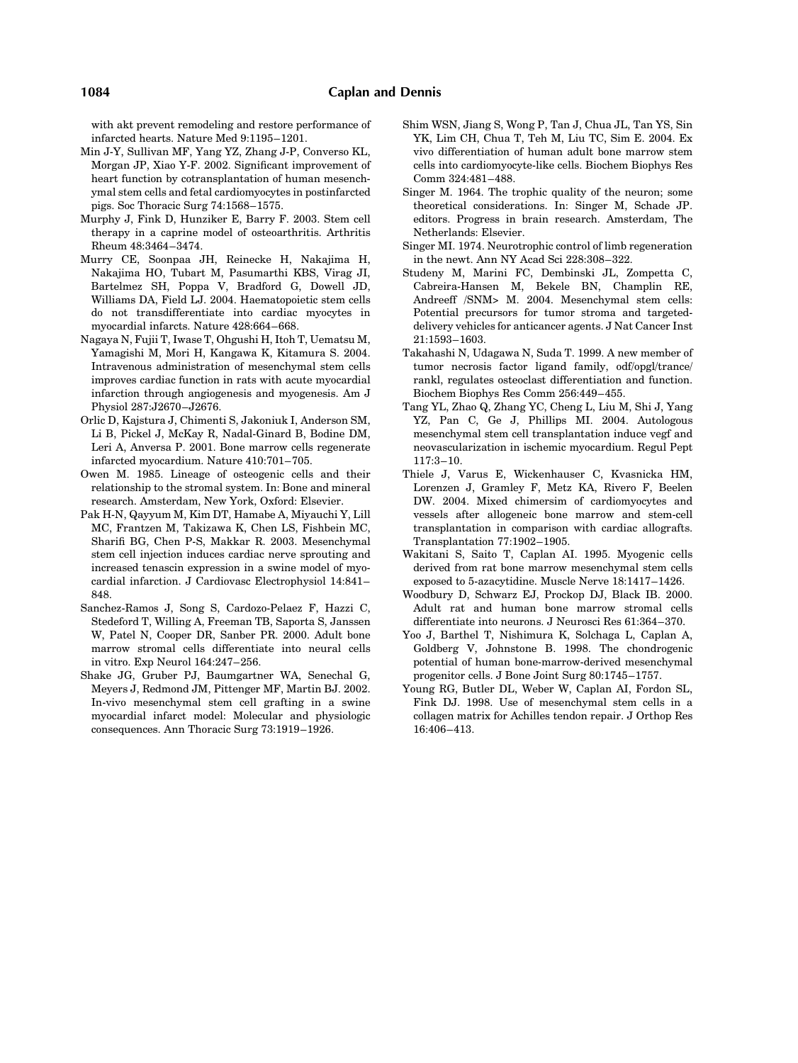with akt prevent remodeling and restore performance of infarcted hearts. Nature Med 9:1195–1201.

Min J-Y, Sullivan MF, Yang YZ, Zhang J-P, Converso KL, Morgan JP, Xiao Y-F. 2002. Significant improvement of heart function by cotransplantation of human mesenchymal stem cells and fetal cardiomyocytes in postinfarcted pigs. Soc Thoracic Surg 74:1568–1575.

Murphy J, Fink D, Hunziker E, Barry F. 2003. Stem cell therapy in a caprine model of osteoarthritis. Arthritis Rheum 48:3464–3474.

Murry CE, Soonpaa JH, Reinecke H, Nakajima H, Nakajima HO, Tubart M, Pasumarthi KBS, Virag JI, Bartelmez SH, Poppa V, Bradford G, Dowell JD, Williams DA, Field LJ. 2004. Haematopoietic stem cells do not transdifferentiate into cardiac myocytes in myocardial infarcts. Nature 428:664–668.

Nagaya N, Fujii T, Iwase T, Ohgushi H, Itoh T, Uematsu M, Yamagishi M, Mori H, Kangawa K, Kitamura S. 2004. Intravenous administration of mesenchymal stem cells improves cardiac function in rats with acute myocardial infarction through angiogenesis and myogenesis. Am J Physiol 287:J2670–J2676.

Orlic D, Kajstura J, Chimenti S, Jakoniuk I, Anderson SM, Li B, Pickel J, McKay R, Nadal-Ginard B, Bodine DM, Leri A, Anversa P. 2001. Bone marrow cells regenerate infarcted myocardium. Nature 410:701–705.

Owen M. 1985. Lineage of osteogenic cells and their relationship to the stromal system. In: Bone and mineral research. Amsterdam, New York, Oxford: Elsevier.

Pak H-N, Qayyum M, Kim DT, Hamabe A, Miyauchi Y, Lill MC, Frantzen M, Takizawa K, Chen LS, Fishbein MC, Sharifi BG, Chen P-S, Makkar R. 2003. Mesenchymal stem cell injection induces cardiac nerve sprouting and increased tenascin expression in a swine model of myocardial infarction. J Cardiovasc Electrophysiol 14:841–848.

Sanchez-Ramos J, Song S, Cardozo-Pelaez F, Hazzi C, Stedeford T, Willing A, Freeman TB, Saporta S, Janssen W, Patel N, Cooper DR, Sanber PR. 2000. Adult bone marrow stromal cells differentiate into neural cells in vitro. Exp Neurol 164:247–256.

Shake JG, Gruber PJ, Baumgartner WA, Senechal G, Meyers J, Redmond JM, Pittenger MF, Martin BJ. 2002. In-vivo mesenchymal stem cell grafting in a swine myocardial infarct model: Molecular and physiologic consequences. Ann Thoracic Surg 73:1919–1926.

Shim WSN, Jiang S, Wong P, Tan J, Chua JL, Tan YS, Sin YK, Lim CH, Chua T, Teh M, Liu TC, Sim E. 2004. Ex vivo differentiation of human adult bone marrow stem cells into cardiomyocyte-like cells. Biochem Biophys Res Comm 324:481–488.

Singer M. 1964. The trophic quality of the neuron; some theoretical considerations. In: Singer M, Schade JP. editors. Progress in brain research. Amsterdam, The Netherlands: Elsevier.

Singer MI. 1974. Neurotrophic control of limb regeneration in the newt. Ann NY Acad Sci 228:308–322.

Studeny M, Marini FC, Dembinski JL, Zompetta C, Cabreira-Hansen M, Bekele BN, Champlin RE, Andreeff /SNM> M. 2004. Mesenchymal stem cells: Potential precursors for tumor stroma and targeted-delivery vehicles for anticancer agents. J Nat Cancer Inst 21:1593–1603.

Takahashi N, Udagawa N, Suda T. 1999. A new member of tumor necrosis factor ligand family, odf/opgl/trance/rankl, regulates osteoclast differentiation and function. Biochem Biophys Res Comm 256:449–455.

Tang YL, Zhao Q, Zhang YC, Cheng L, Liu M, Shi J, Yang YZ, Pan C, Ge J, Phillips MI. 2004. Autologous mesenchymal stem cell transplantation induce vegf and neovascularization in ischemic myocardium. Regul Pept 117:3–10.

Thiele J, Varus E, Wickenhauser C, Kvasnicka HM, Lorenzen J, Gramley F, Metz KA, Rivero F, Beelen DW. 2004. Mixed chimersim of cardiomyocytes and vessels after allogeneic bone marrow and stem-cell transplantation in comparison with cardiac allografts. Transplantation 77:1902–1905.

Wakitani S, Saito T, Caplan AI. 1995. Myogenic cells derived from rat bone marrow mesenchymal stem cells exposed to 5-azacytidine. Muscle Nerve 18:1417–1426.

Woodbury D, Schwarz EJ, Prockop DJ, Black IB. 2000. Adult rat and human bone marrow stromal cells differentiate into neurons. J Neurosci Res 61:364–370.

Yoo J, Barthel T, Nishimura K, Solchaga L, Caplan A, Goldberg V, Johnstone B. 1998. The chondrogenic potential of human bone-marrow-derived mesenchymal progenitor cells. J Bone Joint Surg 80:1745–1757.

Young RG, Butler DL, Weber W, Caplan AI, Fordon SL, Fink DJ. 1998. Use of mesenchymal stem cells in a collagen matrix for Achilles tendon repair. J Orthop Res 16:406–413.